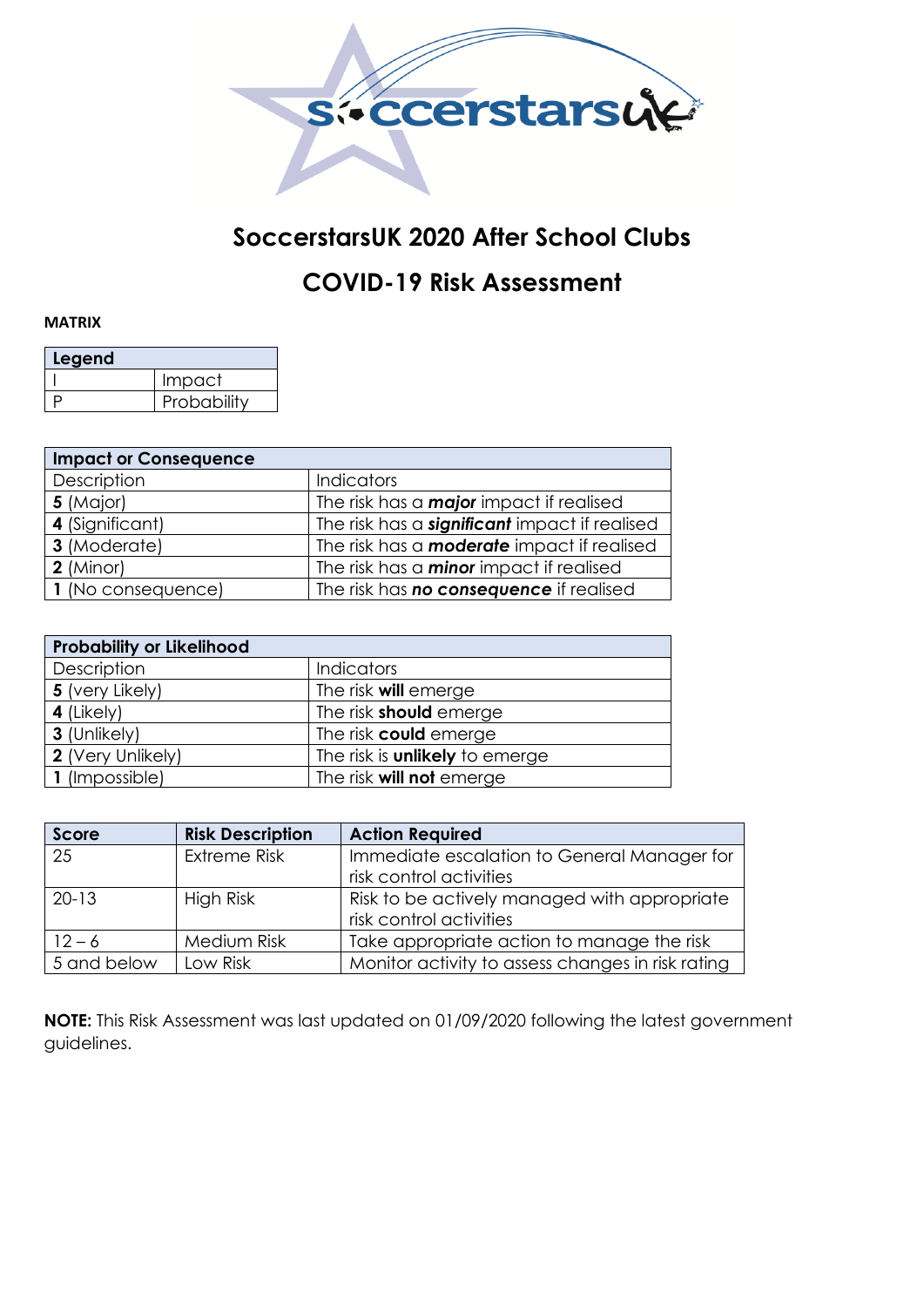# SoccerstarsUK 2020 After School Clubs

# COVID-19 Risk Assessment

**MATRIX**

| Legend | |
|---|---|
| I | Impact |
| P | Probability |

| Impact or Consequence | |
|---|---|
| Description | Indicators |
| **5** (Major) | The risk has a ***major*** impact if realised |
| **4** (Significant) | The risk has a ***significant*** impact if realised |
| **3** (Moderate) | The risk has a ***moderate*** impact if realised |
| **2** (Minor) | The risk has a ***minor*** impact if realised |
| **1** (No consequence) | The risk has ***no consequence*** if realised |

| Probability or Likelihood | |
|---|---|
| Description | Indicators |
| **5** (very Likely) | The risk **will** emerge |
| **4** (Likely) | The risk **should** emerge |
| **3** (Unlikely) | The risk **could** emerge |
| **2** (Very Unlikely) | The risk is **unlikely** to emerge |
| **1** (Impossible) | The risk **will not** emerge |

| Score | Risk Description | Action Required |
|---|---|---|
| 25 | Extreme Risk | Immediate escalation to General Manager for risk control activities |
| 20-13 | High Risk | Risk to be actively managed with appropriate risk control activities |
| 12 – 6 | Medium Risk | Take appropriate action to manage the risk |
| 5 and below | Low Risk | Monitor activity to assess changes in risk rating |

**NOTE:** This Risk Assessment was last updated on 01/09/2020 following the latest government guidelines.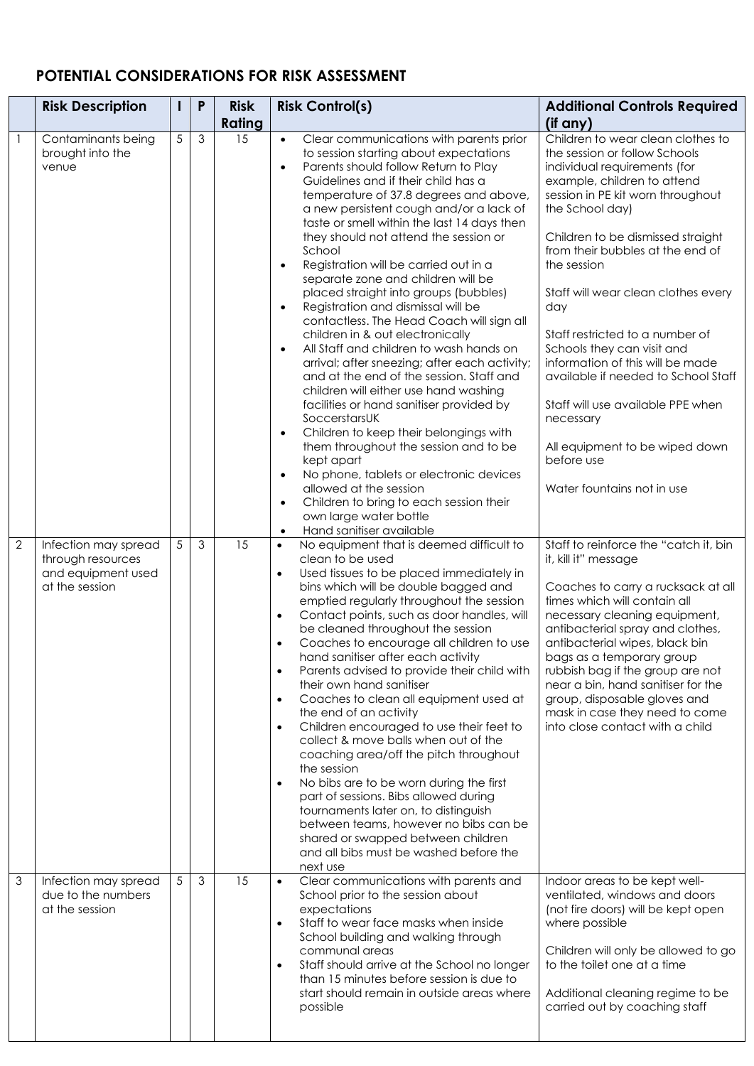## POTENTIAL CONSIDERATIONS FOR RISK ASSESSMENT

| | Risk Description | I | P | Risk Rating | Risk Control(s) | Additional Controls Required (if any) |
|---|---|---|---|---|---|---|
| 1 | Contaminants being brought into the venue | 5 | 3 | 15 | • Clear communications with parents prior to session starting about expectations<br>• Parents should follow Return to Play Guidelines and if their child has a temperature of 37.8 degrees and above, a new persistent cough and/or a lack of taste or smell within the last 14 days then they should not attend the session or School<br>• Registration will be carried out in a separate zone and children will be placed straight into groups (bubbles)<br>• Registration and dismissal will be contactless. The Head Coach will sign all children in & out electronically<br>• All Staff and children to wash hands on arrival; after sneezing; after each activity; and at the end of the session. Staff and children will either use hand washing facilities or hand sanitiser provided by SoccerstarsUK<br>• Children to keep their belongings with them throughout the session and to be kept apart<br>• No phone, tablets or electronic devices allowed at the session<br>• Children to bring to each session their own large water bottle<br>• Hand sanitiser available | Children to wear clean clothes to the session or follow Schools individual requirements (for example, children to attend session in PE kit worn throughout the School day)<br><br>Children to be dismissed straight from their bubbles at the end of the session<br><br>Staff will wear clean clothes every day<br><br>Staff restricted to a number of Schools they can visit and information of this will be made available if needed to School Staff<br><br>Staff will use available PPE when necessary<br><br>All equipment to be wiped down before use<br><br>Water fountains not in use |
| 2 | Infection may spread through resources and equipment used at the session | 5 | 3 | 15 | • No equipment that is deemed difficult to clean to be used<br>• Used tissues to be placed immediately in bins which will be double bagged and emptied regularly throughout the session<br>• Contact points, such as door handles, will be cleaned throughout the session<br>• Coaches to encourage all children to use hand sanitiser after each activity<br>• Parents advised to provide their child with their own hand sanitiser<br>• Coaches to clean all equipment used at the end of an activity<br>• Children encouraged to use their feet to collect & move balls when out of the coaching area/off the pitch throughout the session<br>• No bibs are to be worn during the first part of sessions. Bibs allowed during tournaments later on, to distinguish between teams, however no bibs can be shared or swapped between children and all bibs must be washed before the next use | Staff to reinforce the "catch it, bin it, kill it" message<br><br>Coaches to carry a rucksack at all times which will contain all necessary cleaning equipment, antibacterial spray and clothes, antibacterial wipes, black bin bags as a temporary group rubbish bag if the group are not near a bin, hand sanitiser for the group, disposable gloves and mask in case they need to come into close contact with a child |
| 3 | Infection may spread due to the numbers at the session | 5 | 3 | 15 | • Clear communications with parents and School prior to the session about expectations<br>• Staff to wear face masks when inside School building and walking through communal areas<br>• Staff should arrive at the School no longer than 15 minutes before session is due to start should remain in outside areas where possible | Indoor areas to be kept well-ventilated, windows and doors (not fire doors) will be kept open where possible<br><br>Children will only be allowed to go to the toilet one at a time<br><br>Additional cleaning regime to be carried out by coaching staff |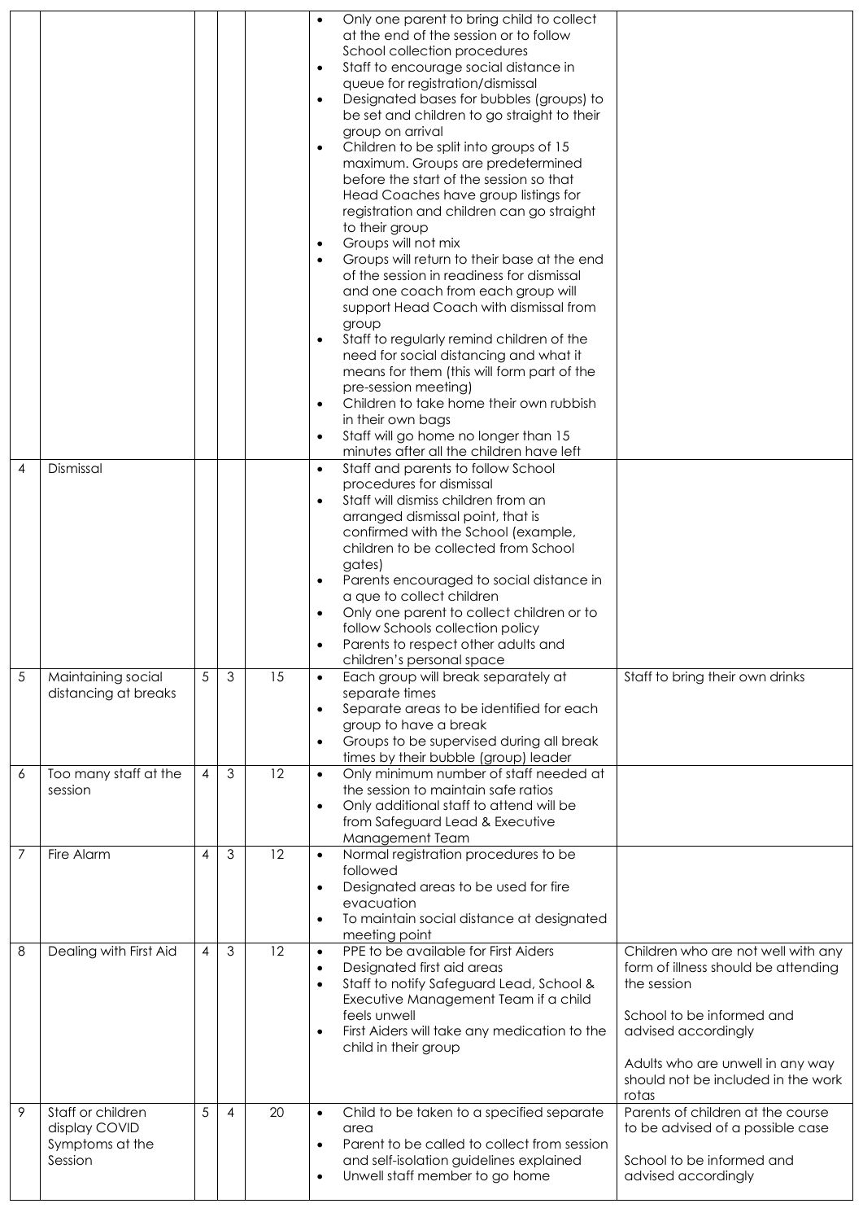| | | | | | | |
|---|---|---|---|---|---|---|
| | | | | | • Only one parent to bring child to collect at the end of the session or to follow School collection procedures<br>• Staff to encourage social distance in queue for registration/dismissal<br>• Designated bases for bubbles (groups) to be set and children to go straight to their group on arrival<br>• Children to be split into groups of 15 maximum. Groups are predetermined before the start of the session so that Head Coaches have group listings for registration and children can go straight to their group<br>• Groups will not mix<br>• Groups will return to their base at the end of the session in readiness for dismissal and one coach from each group will support Head Coach with dismissal from group<br>• Staff to regularly remind children of the need for social distancing and what it means for them (this will form part of the pre-session meeting)<br>• Children to take home their own rubbish in their own bags<br>• Staff will go home no longer than 15 minutes after all the children have left | |
| 4 | Dismissal | | | | • Staff and parents to follow School procedures for dismissal<br>• Staff will dismiss children from an arranged dismissal point, that is confirmed with the School (example, children to be collected from School gates)<br>• Parents encouraged to social distance in a que to collect children<br>• Only one parent to collect children or to follow Schools collection policy<br>• Parents to respect other adults and children's personal space | |
| 5 | Maintaining social distancing at breaks | 5 | 3 | 15 | • Each group will break separately at separate times<br>• Separate areas to be identified for each group to have a break<br>• Groups to be supervised during all break times by their bubble (group) leader | Staff to bring their own drinks |
| 6 | Too many staff at the session | 4 | 3 | 12 | • Only minimum number of staff needed at the session to maintain safe ratios<br>• Only additional staff to attend will be from Safeguard Lead & Executive Management Team | |
| 7 | Fire Alarm | 4 | 3 | 12 | • Normal registration procedures to be followed<br>• Designated areas to be used for fire evacuation<br>• To maintain social distance at designated meeting point | |
| 8 | Dealing with First Aid | 4 | 3 | 12 | • PPE to be available for First Aiders<br>• Designated first aid areas<br>• Staff to notify Safeguard Lead, School & Executive Management Team if a child feels unwell<br>• First Aiders will take any medication to the child in their group | Children who are not well with any form of illness should be attending the session<br><br>School to be informed and advised accordingly<br><br>Adults who are unwell in any way should not be included in the work rotas |
| 9 | Staff or children display COVID Symptoms at the Session | 5 | 4 | 20 | • Child to be taken to a specified separate area<br>• Parent to be called to collect from session and self-isolation guidelines explained<br>• Unwell staff member to go home | Parents of children at the course to be advised of a possible case<br><br>School to be informed and advised accordingly |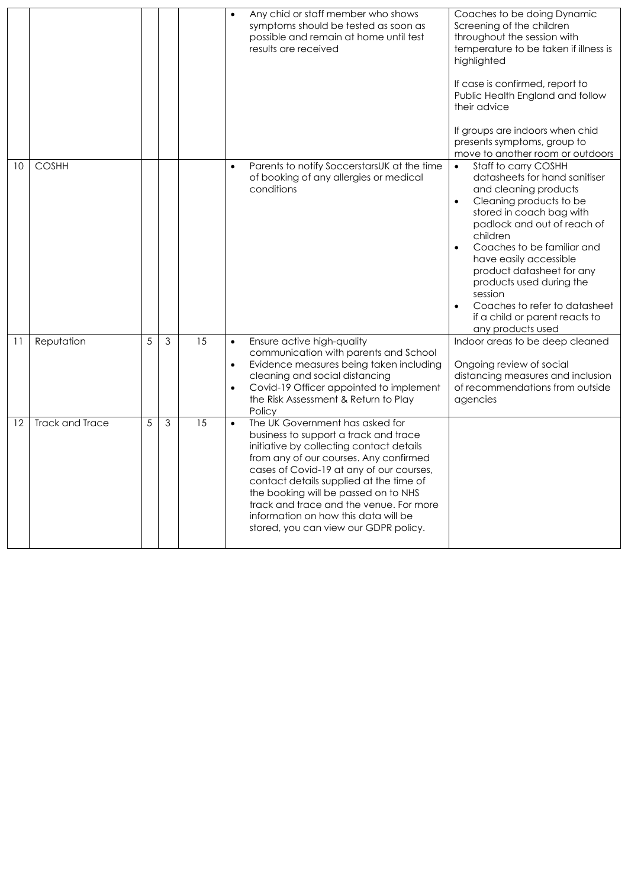| | | | | | | |
|---|---|---|---|---|---|---|
| | | | | | <ul><li>Any chid or staff member who shows symptoms should be tested as soon as possible and remain at home until test results are received</li></ul> | Coaches to be doing Dynamic Screening of the children throughout the session with temperature to be taken if illness is highlighted<br><br>If case is confirmed, report to Public Health England and follow their advice<br><br>If groups are indoors when chid presents symptoms, group to move to another room or outdoors |
| 10 | COSHH | | | | <ul><li>Parents to notify SoccerstarsUK at the time of booking of any allergies or medical conditions</li></ul> | <ul><li>Staff to carry COSHH datasheets for hand sanitiser and cleaning products</li><li>Cleaning products to be stored in coach bag with padlock and out of reach of children</li><li>Coaches to be familiar and have easily accessible product datasheet for any products used during the session</li><li>Coaches to refer to datasheet if a child or parent reacts to any products used</li></ul> |
| 11 | Reputation | 5 | 3 | 15 | <ul><li>Ensure active high-quality communication with parents and School</li><li>Evidence measures being taken including cleaning and social distancing</li><li>Covid-19 Officer appointed to implement the Risk Assessment & Return to Play Policy</li></ul> | Indoor areas to be deep cleaned<br><br>Ongoing review of social distancing measures and inclusion of recommendations from outside agencies |
| 12 | Track and Trace | 5 | 3 | 15 | <ul><li>The UK Government has asked for business to support a track and trace initiative by collecting contact details from any of our courses. Any confirmed cases of Covid-19 at any of our courses, contact details supplied at the time of the booking will be passed on to NHS track and trace and the venue. For more information on how this data will be stored, you can view our GDPR policy.</li></ul> | |